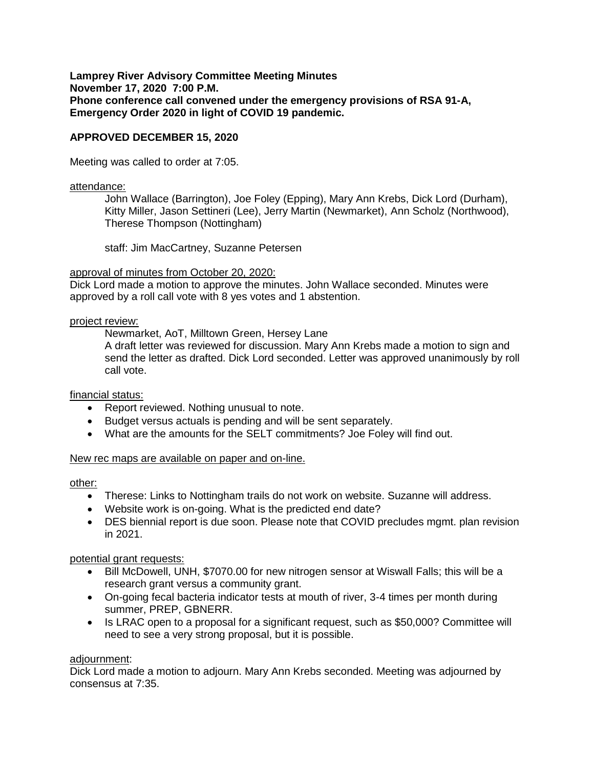**Lamprey River Advisory Committee Meeting Minutes**
**November 17, 2020 7:00 P.M.**
**Phone conference call convened under the emergency provisions of RSA 91-A, Emergency Order 2020 in light of COVID 19 pandemic.**

**APPROVED DECEMBER 15, 2020**

Meeting was called to order at 7:05.

<u>attendance:</u>

> John Wallace (Barrington), Joe Foley (Epping), Mary Ann Krebs, Dick Lord (Durham), Kitty Miller, Jason Settineri (Lee), Jerry Martin (Newmarket), Ann Scholz (Northwood), Therese Thompson (Nottingham)
>
> staff: Jim MacCartney, Suzanne Petersen

<u>approval of minutes from October 20, 2020:</u>

Dick Lord made a motion to approve the minutes. John Wallace seconded. Minutes were approved by a roll call vote with 8 yes votes and 1 abstention.

<u>project review:</u>

> Newmarket, AoT, Milltown Green, Hersey Lane
>
> A draft letter was reviewed for discussion. Mary Ann Krebs made a motion to sign and send the letter as drafted. Dick Lord seconded. Letter was approved unanimously by roll call vote.

<u>financial status:</u>

- Report reviewed. Nothing unusual to note.
- Budget versus actuals is pending and will be sent separately.
- What are the amounts for the SELT commitments? Joe Foley will find out.

<u>New rec maps are available on paper and on-line.</u>

<u>other:</u>

- Therese: Links to Nottingham trails do not work on website. Suzanne will address.
- Website work is on-going. What is the predicted end date?
- DES biennial report is due soon. Please note that COVID precludes mgmt. plan revision in 2021.

<u>potential grant requests:</u>

- Bill McDowell, UNH, $7070.00 for new nitrogen sensor at Wiswall Falls; this will be a research grant versus a community grant.
- On-going fecal bacteria indicator tests at mouth of river, 3-4 times per month during summer, PREP, GBNERR.
- Is LRAC open to a proposal for a significant request, such as $50,000? Committee will need to see a very strong proposal, but it is possible.

<u>adjournment</u>:

Dick Lord made a motion to adjourn. Mary Ann Krebs seconded. Meeting was adjourned by consensus at 7:35.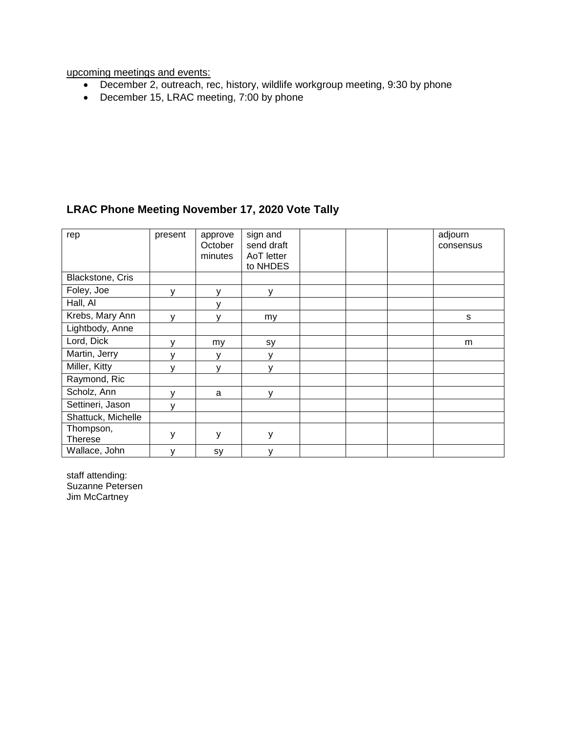upcoming meetings and events:

- December 2, outreach, rec, history, wildlife workgroup meeting, 9:30 by phone
- December 15, LRAC meeting, 7:00 by phone

## LRAC Phone Meeting November 17, 2020 Vote Tally

| rep | present | approve October minutes | sign and send draft AoT letter to NHDES | | | | adjourn consensus |
|---|---|---|---|---|---|---|---|
| Blackstone, Cris | | | | | | | |
| Foley, Joe | y | y | y | | | | |
| Hall, Al | | y | | | | | |
| Krebs, Mary Ann | y | y | my | | | | s |
| Lightbody, Anne | | | | | | | |
| Lord, Dick | y | my | sy | | | | m |
| Martin, Jerry | y | y | y | | | | |
| Miller, Kitty | y | y | y | | | | |
| Raymond, Ric | | | | | | | |
| Scholz, Ann | y | a | y | | | | |
| Settineri, Jason | y | | | | | | |
| Shattuck, Michelle | | | | | | | |
| Thompson, Therese | y | y | y | | | | |
| Wallace, John | y | sy | y | | | | |

staff attending:
Suzanne Petersen
Jim McCartney